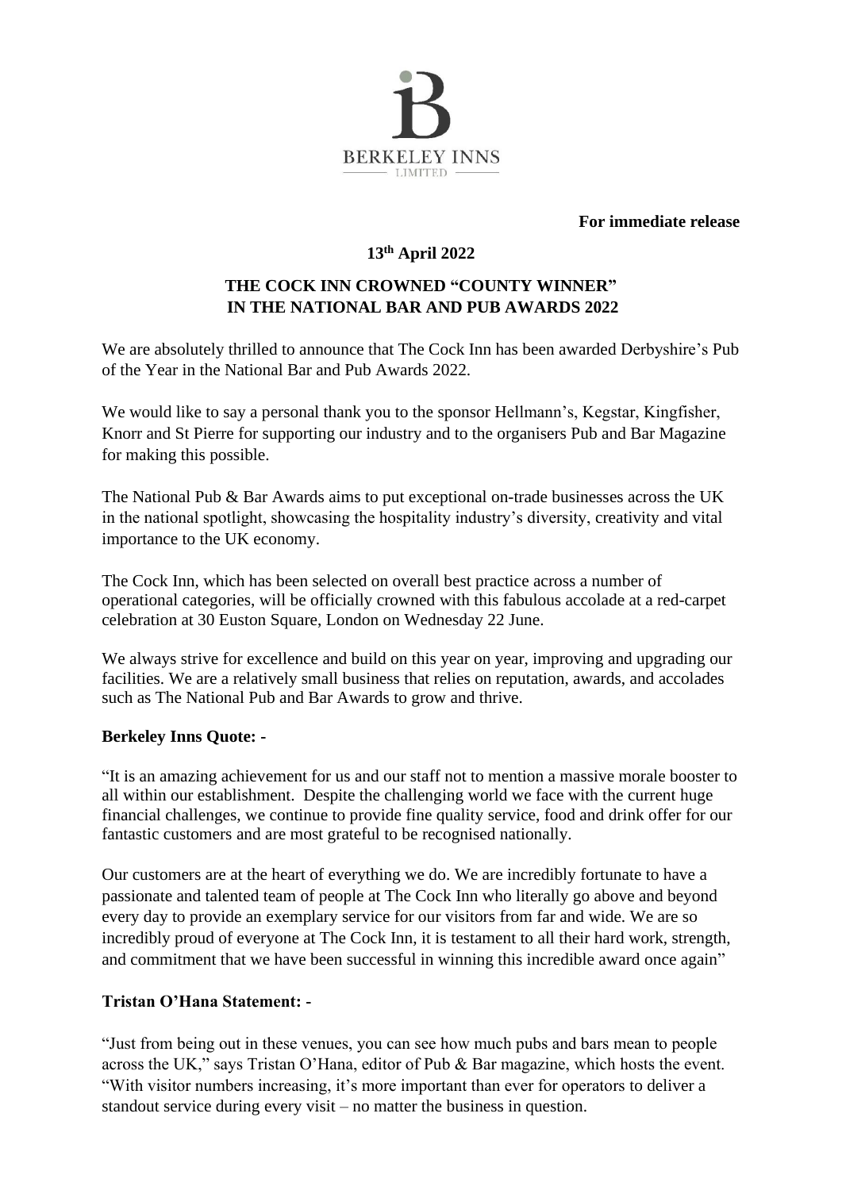BERKELEY INNS
LIMITED

**For immediate release**

**13th April 2022**

## THE COCK INN CROWNED "COUNTY WINNER" IN THE NATIONAL BAR AND PUB AWARDS 2022

We are absolutely thrilled to announce that The Cock Inn has been awarded Derbyshire's Pub of the Year in the National Bar and Pub Awards 2022.

We would like to say a personal thank you to the sponsor Hellmann's, Kegstar, Kingfisher, Knorr and St Pierre for supporting our industry and to the organisers Pub and Bar Magazine for making this possible.

The National Pub & Bar Awards aims to put exceptional on-trade businesses across the UK in the national spotlight, showcasing the hospitality industry's diversity, creativity and vital importance to the UK economy.

The Cock Inn, which has been selected on overall best practice across a number of operational categories, will be officially crowned with this fabulous accolade at a red-carpet celebration at 30 Euston Square, London on Wednesday 22 June.

We always strive for excellence and build on this year on year, improving and upgrading our facilities. We are a relatively small business that relies on reputation, awards, and accolades such as The National Pub and Bar Awards to grow and thrive.

**Berkeley Inns Quote: -**

"It is an amazing achievement for us and our staff not to mention a massive morale booster to all within our establishment. Despite the challenging world we face with the current huge financial challenges, we continue to provide fine quality service, food and drink offer for our fantastic customers and are most grateful to be recognised nationally.

Our customers are at the heart of everything we do. We are incredibly fortunate to have a passionate and talented team of people at The Cock Inn who literally go above and beyond every day to provide an exemplary service for our visitors from far and wide. We are so incredibly proud of everyone at The Cock Inn, it is testament to all their hard work, strength, and commitment that we have been successful in winning this incredible award once again"

**Tristan O'Hana Statement: -**

"Just from being out in these venues, you can see how much pubs and bars mean to people across the UK," says Tristan O'Hana, editor of Pub & Bar magazine, which hosts the event. "With visitor numbers increasing, it's more important than ever for operators to deliver a standout service during every visit – no matter the business in question.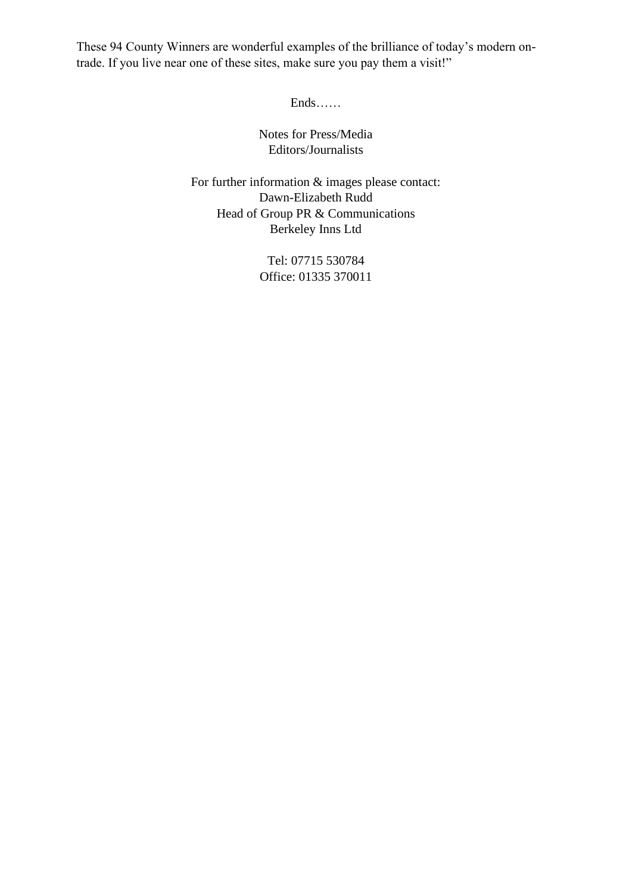These 94 County Winners are wonderful examples of the brilliance of today's modern on-trade. If you live near one of these sites, make sure you pay them a visit!"

Ends……

Notes for Press/Media
Editors/Journalists

For further information & images please contact:
Dawn-Elizabeth Rudd
Head of Group PR & Communications
Berkeley Inns Ltd

Tel: 07715 530784
Office: 01335 370011